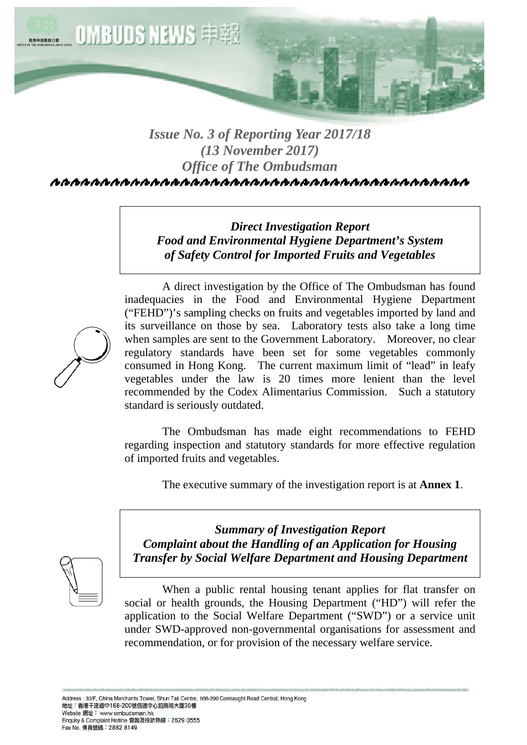# OMBUDS NEWS 申報

*Issue No. 3 of Reporting Year 2017/18*
*(13 November 2017)*
*Office of The Ombudsman*

## *Direct Investigation Report*
## *Food and Environmental Hygiene Department's System of Safety Control for Imported Fruits and Vegetables*

A direct investigation by the Office of The Ombudsman has found inadequacies in the Food and Environmental Hygiene Department ("FEHD")'s sampling checks on fruits and vegetables imported by land and its surveillance on those by sea. Laboratory tests also take a long time when samples are sent to the Government Laboratory. Moreover, no clear regulatory standards have been set for some vegetables commonly consumed in Hong Kong. The current maximum limit of "lead" in leafy vegetables under the law is 20 times more lenient than the level recommended by the Codex Alimentarius Commission. Such a statutory standard is seriously outdated.

The Ombudsman has made eight recommendations to FEHD regarding inspection and statutory standards for more effective regulation of imported fruits and vegetables.

The executive summary of the investigation report is at **Annex 1**.

## *Summary of Investigation Report*
## *Complaint about the Handling of an Application for Housing Transfer by Social Welfare Department and Housing Department*

When a public rental housing tenant applies for flat transfer on social or health grounds, the Housing Department ("HD") will refer the application to the Social Welfare Department ("SWD") or a service unit under SWD-approved non-governmental organisations for assessment and recommendation, or for provision of the necessary welfare service.

Address : 30/F, China Merchants Tower, Shun Tak Centre, 168-200 Connaught Road Central, Hong Kong
地址：香港干諾道中168-200號信德中心招商局大廈30樓
Website 網址： www.ombudsman.hk
Enquiry & Complaint Hotline 查詢及投訴熱線：2629 0555
Fax No. 傳真號碼：2882 8149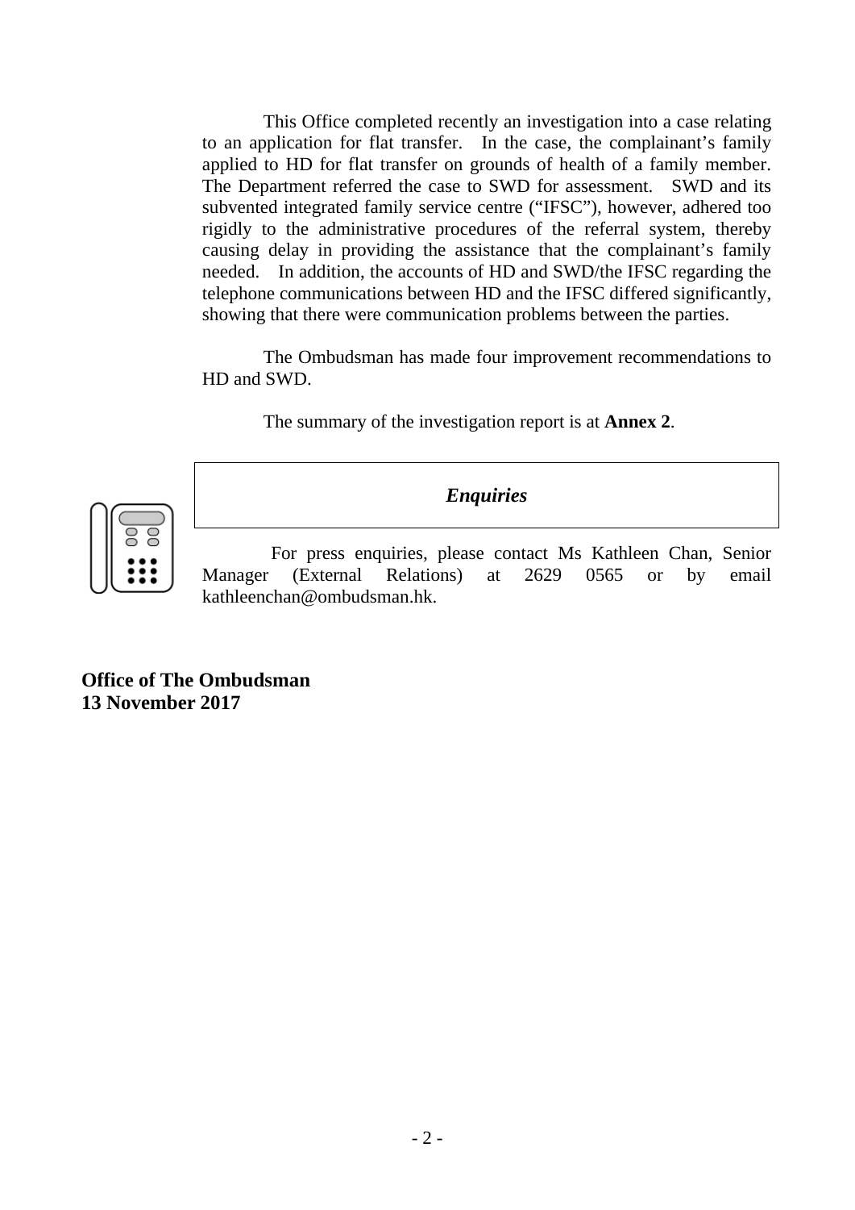This Office completed recently an investigation into a case relating to an application for flat transfer. In the case, the complainant's family applied to HD for flat transfer on grounds of health of a family member. The Department referred the case to SWD for assessment. SWD and its subvented integrated family service centre ("IFSC"), however, adhered too rigidly to the administrative procedures of the referral system, thereby causing delay in providing the assistance that the complainant's family needed. In addition, the accounts of HD and SWD/the IFSC regarding the telephone communications between HD and the IFSC differed significantly, showing that there were communication problems between the parties.

The Ombudsman has made four improvement recommendations to HD and SWD.

The summary of the investigation report is at **Annex 2**.

***Enquiries***

For press enquiries, please contact Ms Kathleen Chan, Senior Manager (External Relations) at 2629 0565 or by email kathleenchan@ombudsman.hk.

**Office of The Ombudsman**
**13 November 2017**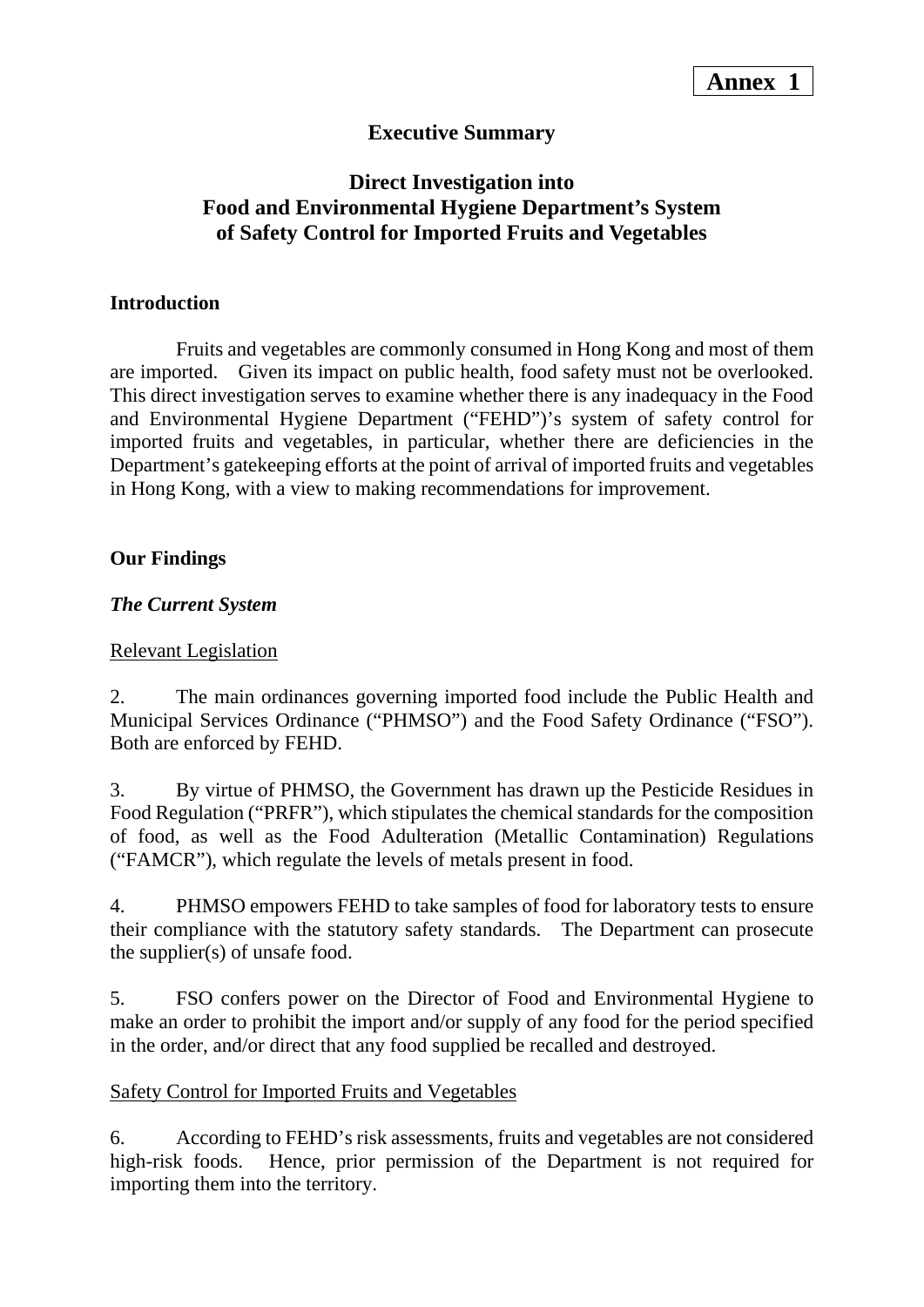**Annex 1**

# Executive Summary

## Direct Investigation into Food and Environmental Hygiene Department's System of Safety Control for Imported Fruits and Vegetables

### Introduction

Fruits and vegetables are commonly consumed in Hong Kong and most of them are imported. Given its impact on public health, food safety must not be overlooked. This direct investigation serves to examine whether there is any inadequacy in the Food and Environmental Hygiene Department ("FEHD")'s system of safety control for imported fruits and vegetables, in particular, whether there are deficiencies in the Department's gatekeeping efforts at the point of arrival of imported fruits and vegetables in Hong Kong, with a view to making recommendations for improvement.

### Our Findings

#### *The Current System*

Relevant Legislation

2. The main ordinances governing imported food include the Public Health and Municipal Services Ordinance ("PHMSO") and the Food Safety Ordinance ("FSO"). Both are enforced by FEHD.

3. By virtue of PHMSO, the Government has drawn up the Pesticide Residues in Food Regulation ("PRFR"), which stipulates the chemical standards for the composition of food, as well as the Food Adulteration (Metallic Contamination) Regulations ("FAMCR"), which regulate the levels of metals present in food.

4. PHMSO empowers FEHD to take samples of food for laboratory tests to ensure their compliance with the statutory safety standards. The Department can prosecute the supplier(s) of unsafe food.

5. FSO confers power on the Director of Food and Environmental Hygiene to make an order to prohibit the import and/or supply of any food for the period specified in the order, and/or direct that any food supplied be recalled and destroyed.

Safety Control for Imported Fruits and Vegetables

6. According to FEHD's risk assessments, fruits and vegetables are not considered high-risk foods. Hence, prior permission of the Department is not required for importing them into the territory.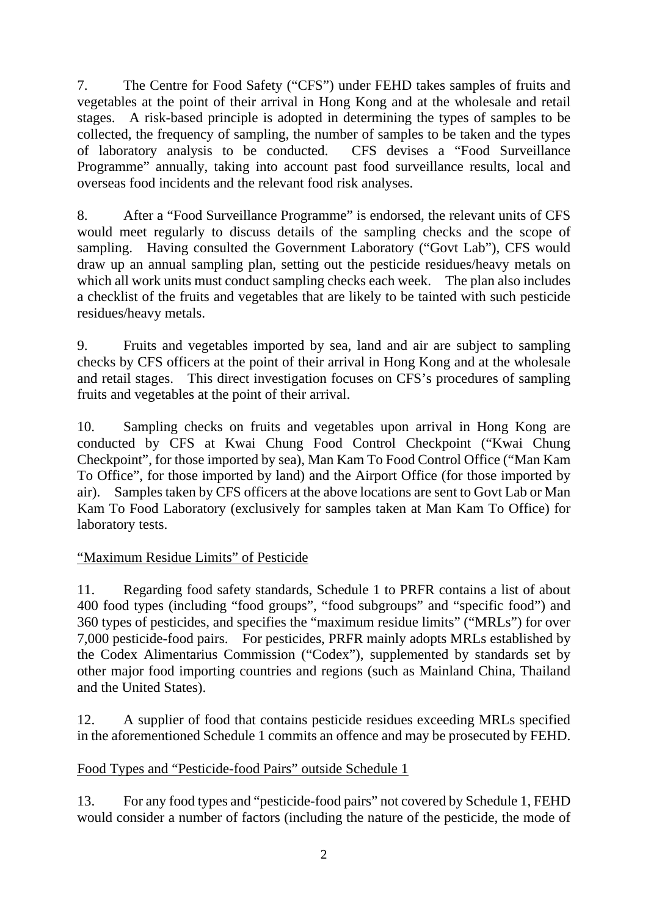7. The Centre for Food Safety ("CFS") under FEHD takes samples of fruits and vegetables at the point of their arrival in Hong Kong and at the wholesale and retail stages. A risk-based principle is adopted in determining the types of samples to be collected, the frequency of sampling, the number of samples to be taken and the types of laboratory analysis to be conducted. CFS devises a "Food Surveillance Programme" annually, taking into account past food surveillance results, local and overseas food incidents and the relevant food risk analyses.

8. After a "Food Surveillance Programme" is endorsed, the relevant units of CFS would meet regularly to discuss details of the sampling checks and the scope of sampling. Having consulted the Government Laboratory ("Govt Lab"), CFS would draw up an annual sampling plan, setting out the pesticide residues/heavy metals on which all work units must conduct sampling checks each week. The plan also includes a checklist of the fruits and vegetables that are likely to be tainted with such pesticide residues/heavy metals.

9. Fruits and vegetables imported by sea, land and air are subject to sampling checks by CFS officers at the point of their arrival in Hong Kong and at the wholesale and retail stages. This direct investigation focuses on CFS's procedures of sampling fruits and vegetables at the point of their arrival.

10. Sampling checks on fruits and vegetables upon arrival in Hong Kong are conducted by CFS at Kwai Chung Food Control Checkpoint ("Kwai Chung Checkpoint", for those imported by sea), Man Kam To Food Control Office ("Man Kam To Office", for those imported by land) and the Airport Office (for those imported by air). Samples taken by CFS officers at the above locations are sent to Govt Lab or Man Kam To Food Laboratory (exclusively for samples taken at Man Kam To Office) for laboratory tests.

"Maximum Residue Limits" of Pesticide

11. Regarding food safety standards, Schedule 1 to PRFR contains a list of about 400 food types (including "food groups", "food subgroups" and "specific food") and 360 types of pesticides, and specifies the "maximum residue limits" ("MRLs") for over 7,000 pesticide-food pairs. For pesticides, PRFR mainly adopts MRLs established by the Codex Alimentarius Commission ("Codex"), supplemented by standards set by other major food importing countries and regions (such as Mainland China, Thailand and the United States).

12. A supplier of food that contains pesticide residues exceeding MRLs specified in the aforementioned Schedule 1 commits an offence and may be prosecuted by FEHD.

Food Types and "Pesticide-food Pairs" outside Schedule 1

13. For any food types and "pesticide-food pairs" not covered by Schedule 1, FEHD would consider a number of factors (including the nature of the pesticide, the mode of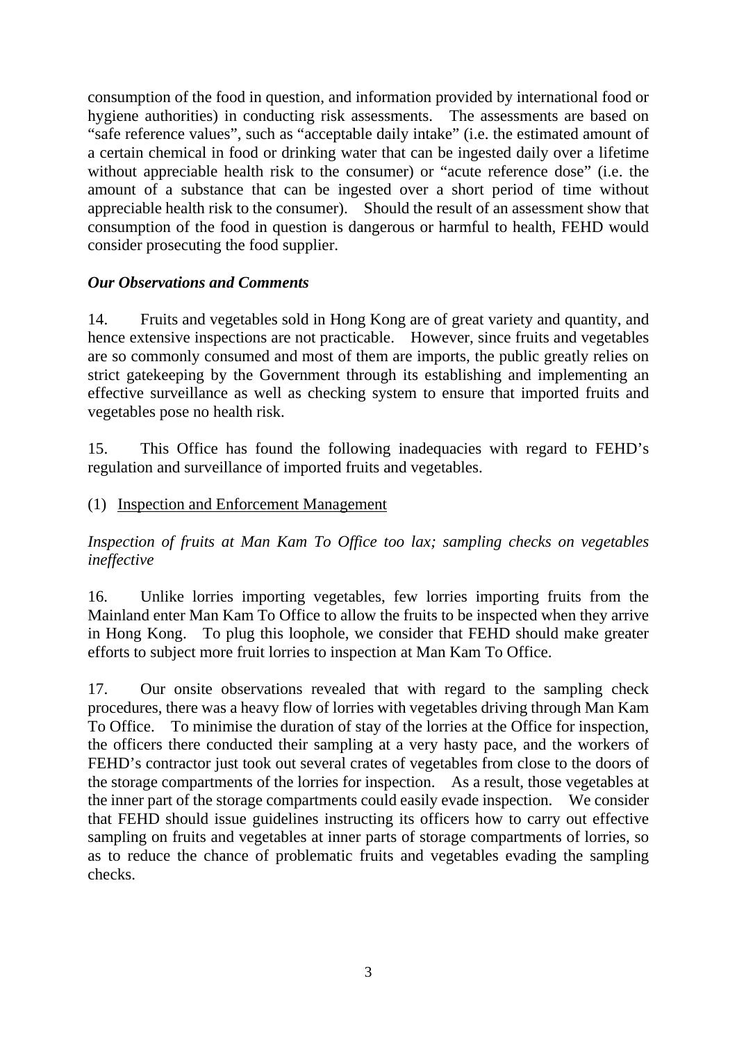consumption of the food in question, and information provided by international food or hygiene authorities) in conducting risk assessments. The assessments are based on "safe reference values", such as "acceptable daily intake" (i.e. the estimated amount of a certain chemical in food or drinking water that can be ingested daily over a lifetime without appreciable health risk to the consumer) or "acute reference dose" (i.e. the amount of a substance that can be ingested over a short period of time without appreciable health risk to the consumer). Should the result of an assessment show that consumption of the food in question is dangerous or harmful to health, FEHD would consider prosecuting the food supplier.

***Our Observations and Comments***

14. Fruits and vegetables sold in Hong Kong are of great variety and quantity, and hence extensive inspections are not practicable. However, since fruits and vegetables are so commonly consumed and most of them are imports, the public greatly relies on strict gatekeeping by the Government through its establishing and implementing an effective surveillance as well as checking system to ensure that imported fruits and vegetables pose no health risk.

15. This Office has found the following inadequacies with regard to FEHD's regulation and surveillance of imported fruits and vegetables.

(1) <u>Inspection and Enforcement Management</u>

*Inspection of fruits at Man Kam To Office too lax; sampling checks on vegetables ineffective*

16. Unlike lorries importing vegetables, few lorries importing fruits from the Mainland enter Man Kam To Office to allow the fruits to be inspected when they arrive in Hong Kong. To plug this loophole, we consider that FEHD should make greater efforts to subject more fruit lorries to inspection at Man Kam To Office.

17. Our onsite observations revealed that with regard to the sampling check procedures, there was a heavy flow of lorries with vegetables driving through Man Kam To Office. To minimise the duration of stay of the lorries at the Office for inspection, the officers there conducted their sampling at a very hasty pace, and the workers of FEHD's contractor just took out several crates of vegetables from close to the doors of the storage compartments of the lorries for inspection. As a result, those vegetables at the inner part of the storage compartments could easily evade inspection. We consider that FEHD should issue guidelines instructing its officers how to carry out effective sampling on fruits and vegetables at inner parts of storage compartments of lorries, so as to reduce the chance of problematic fruits and vegetables evading the sampling checks.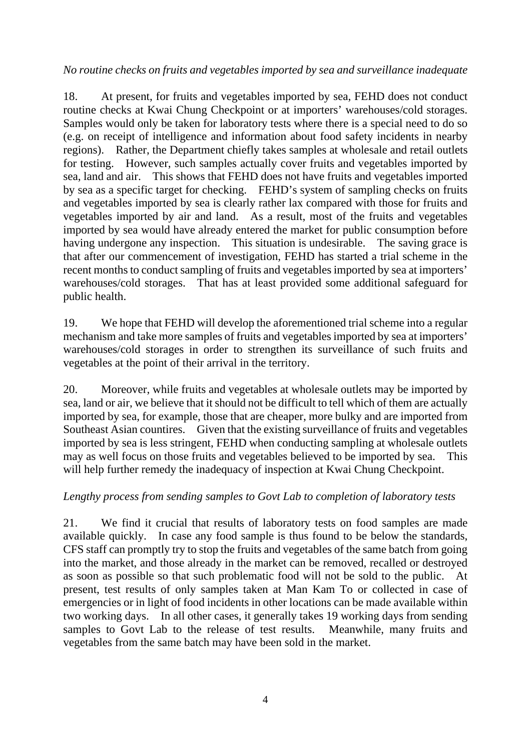*No routine checks on fruits and vegetables imported by sea and surveillance inadequate*

18. At present, for fruits and vegetables imported by sea, FEHD does not conduct routine checks at Kwai Chung Checkpoint or at importers' warehouses/cold storages. Samples would only be taken for laboratory tests where there is a special need to do so (e.g. on receipt of intelligence and information about food safety incidents in nearby regions). Rather, the Department chiefly takes samples at wholesale and retail outlets for testing. However, such samples actually cover fruits and vegetables imported by sea, land and air. This shows that FEHD does not have fruits and vegetables imported by sea as a specific target for checking. FEHD's system of sampling checks on fruits and vegetables imported by sea is clearly rather lax compared with those for fruits and vegetables imported by air and land. As a result, most of the fruits and vegetables imported by sea would have already entered the market for public consumption before having undergone any inspection. This situation is undesirable. The saving grace is that after our commencement of investigation, FEHD has started a trial scheme in the recent months to conduct sampling of fruits and vegetables imported by sea at importers' warehouses/cold storages. That has at least provided some additional safeguard for public health.

19. We hope that FEHD will develop the aforementioned trial scheme into a regular mechanism and take more samples of fruits and vegetables imported by sea at importers' warehouses/cold storages in order to strengthen its surveillance of such fruits and vegetables at the point of their arrival in the territory.

20. Moreover, while fruits and vegetables at wholesale outlets may be imported by sea, land or air, we believe that it should not be difficult to tell which of them are actually imported by sea, for example, those that are cheaper, more bulky and are imported from Southeast Asian countires. Given that the existing surveillance of fruits and vegetables imported by sea is less stringent, FEHD when conducting sampling at wholesale outlets may as well focus on those fruits and vegetables believed to be imported by sea. This will help further remedy the inadequacy of inspection at Kwai Chung Checkpoint.

*Lengthy process from sending samples to Govt Lab to completion of laboratory tests*

21. We find it crucial that results of laboratory tests on food samples are made available quickly. In case any food sample is thus found to be below the standards, CFS staff can promptly try to stop the fruits and vegetables of the same batch from going into the market, and those already in the market can be removed, recalled or destroyed as soon as possible so that such problematic food will not be sold to the public. At present, test results of only samples taken at Man Kam To or collected in case of emergencies or in light of food incidents in other locations can be made available within two working days. In all other cases, it generally takes 19 working days from sending samples to Govt Lab to the release of test results. Meanwhile, many fruits and vegetables from the same batch may have been sold in the market.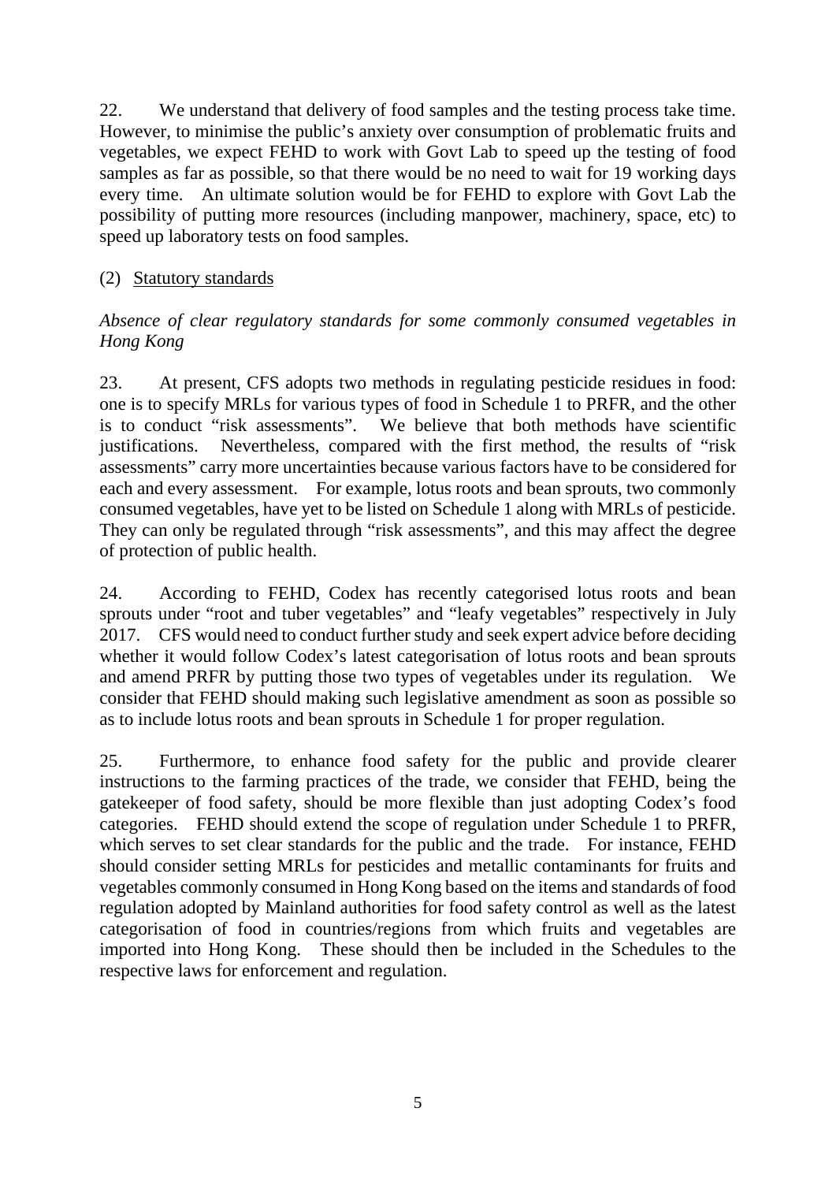22. We understand that delivery of food samples and the testing process take time. However, to minimise the public's anxiety over consumption of problematic fruits and vegetables, we expect FEHD to work with Govt Lab to speed up the testing of food samples as far as possible, so that there would be no need to wait for 19 working days every time. An ultimate solution would be for FEHD to explore with Govt Lab the possibility of putting more resources (including manpower, machinery, space, etc) to speed up laboratory tests on food samples.

(2) Statutory standards

*Absence of clear regulatory standards for some commonly consumed vegetables in Hong Kong*

23. At present, CFS adopts two methods in regulating pesticide residues in food: one is to specify MRLs for various types of food in Schedule 1 to PRFR, and the other is to conduct "risk assessments". We believe that both methods have scientific justifications. Nevertheless, compared with the first method, the results of "risk assessments" carry more uncertainties because various factors have to be considered for each and every assessment. For example, lotus roots and bean sprouts, two commonly consumed vegetables, have yet to be listed on Schedule 1 along with MRLs of pesticide. They can only be regulated through "risk assessments", and this may affect the degree of protection of public health.

24. According to FEHD, Codex has recently categorised lotus roots and bean sprouts under "root and tuber vegetables" and "leafy vegetables" respectively in July 2017. CFS would need to conduct further study and seek expert advice before deciding whether it would follow Codex's latest categorisation of lotus roots and bean sprouts and amend PRFR by putting those two types of vegetables under its regulation. We consider that FEHD should making such legislative amendment as soon as possible so as to include lotus roots and bean sprouts in Schedule 1 for proper regulation.

25. Furthermore, to enhance food safety for the public and provide clearer instructions to the farming practices of the trade, we consider that FEHD, being the gatekeeper of food safety, should be more flexible than just adopting Codex's food categories. FEHD should extend the scope of regulation under Schedule 1 to PRFR, which serves to set clear standards for the public and the trade. For instance, FEHD should consider setting MRLs for pesticides and metallic contaminants for fruits and vegetables commonly consumed in Hong Kong based on the items and standards of food regulation adopted by Mainland authorities for food safety control as well as the latest categorisation of food in countries/regions from which fruits and vegetables are imported into Hong Kong. These should then be included in the Schedules to the respective laws for enforcement and regulation.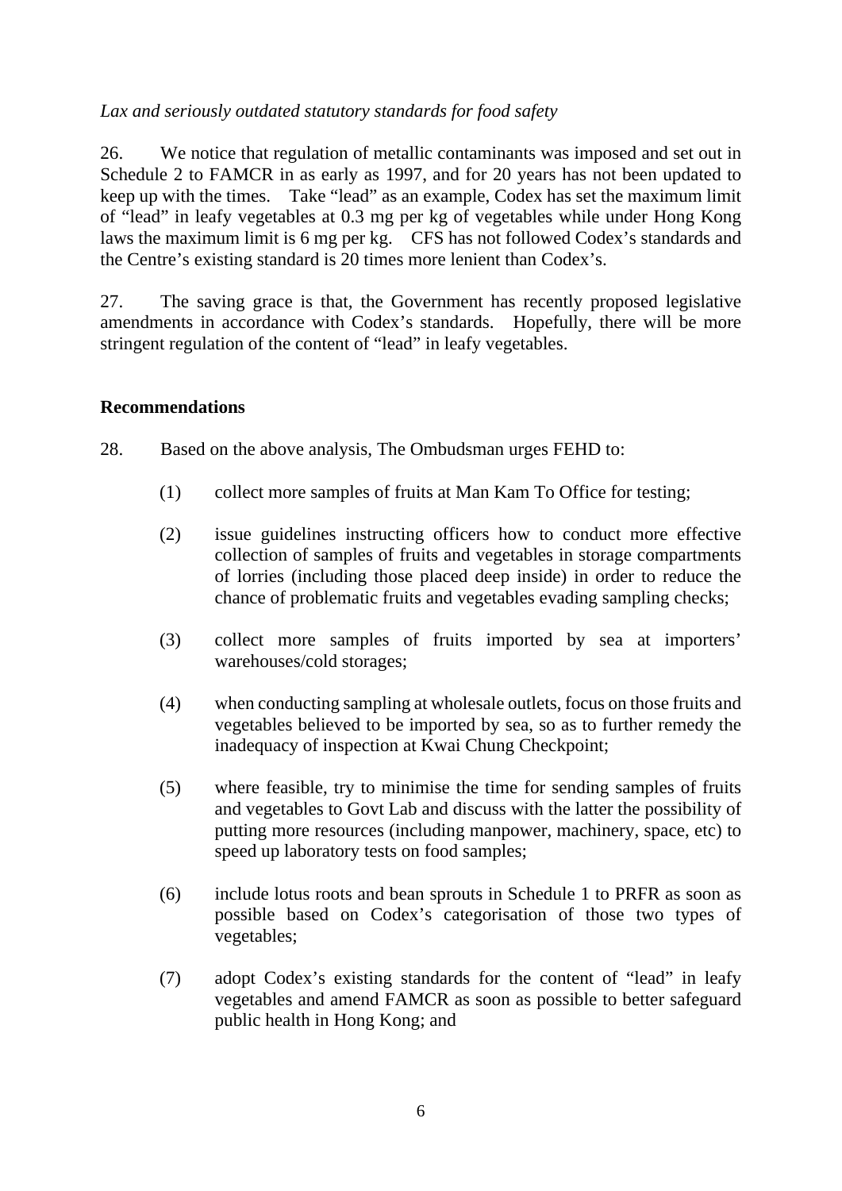*Lax and seriously outdated statutory standards for food safety*

26. We notice that regulation of metallic contaminants was imposed and set out in Schedule 2 to FAMCR in as early as 1997, and for 20 years has not been updated to keep up with the times. Take "lead" as an example, Codex has set the maximum limit of "lead" in leafy vegetables at 0.3 mg per kg of vegetables while under Hong Kong laws the maximum limit is 6 mg per kg. CFS has not followed Codex's standards and the Centre's existing standard is 20 times more lenient than Codex's.

27. The saving grace is that, the Government has recently proposed legislative amendments in accordance with Codex's standards. Hopefully, there will be more stringent regulation of the content of "lead" in leafy vegetables.

## Recommendations

28. Based on the above analysis, The Ombudsman urges FEHD to:

(1) collect more samples of fruits at Man Kam To Office for testing;

(2) issue guidelines instructing officers how to conduct more effective collection of samples of fruits and vegetables in storage compartments of lorries (including those placed deep inside) in order to reduce the chance of problematic fruits and vegetables evading sampling checks;

(3) collect more samples of fruits imported by sea at importers' warehouses/cold storages;

(4) when conducting sampling at wholesale outlets, focus on those fruits and vegetables believed to be imported by sea, so as to further remedy the inadequacy of inspection at Kwai Chung Checkpoint;

(5) where feasible, try to minimise the time for sending samples of fruits and vegetables to Govt Lab and discuss with the latter the possibility of putting more resources (including manpower, machinery, space, etc) to speed up laboratory tests on food samples;

(6) include lotus roots and bean sprouts in Schedule 1 to PRFR as soon as possible based on Codex's categorisation of those two types of vegetables;

(7) adopt Codex's existing standards for the content of "lead" in leafy vegetables and amend FAMCR as soon as possible to better safeguard public health in Hong Kong; and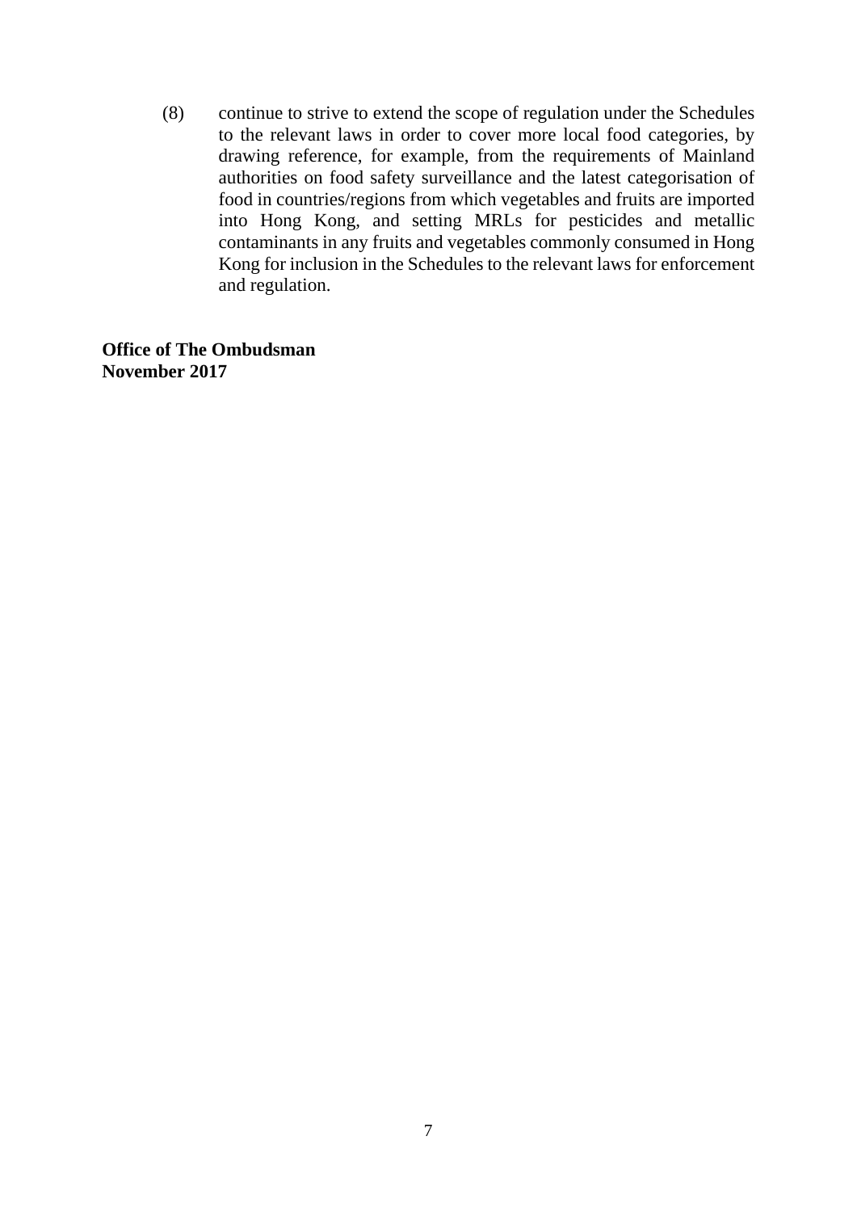(8) continue to strive to extend the scope of regulation under the Schedules to the relevant laws in order to cover more local food categories, by drawing reference, for example, from the requirements of Mainland authorities on food safety surveillance and the latest categorisation of food in countries/regions from which vegetables and fruits are imported into Hong Kong, and setting MRLs for pesticides and metallic contaminants in any fruits and vegetables commonly consumed in Hong Kong for inclusion in the Schedules to the relevant laws for enforcement and regulation.

**Office of The Ombudsman**
**November 2017**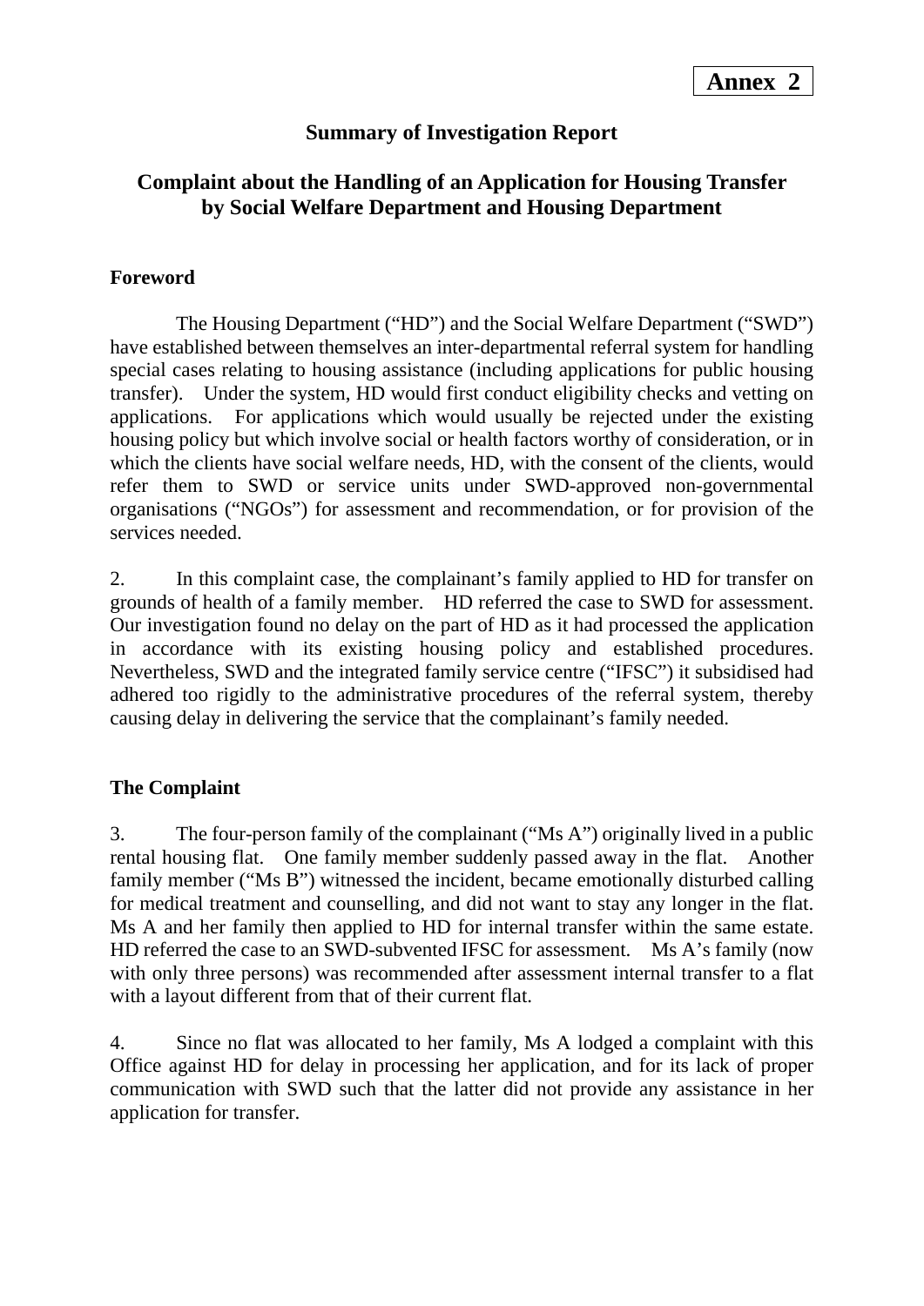**Annex 2**

## Summary of Investigation Report

## Complaint about the Handling of an Application for Housing Transfer by Social Welfare Department and Housing Department

### Foreword

The Housing Department ("HD") and the Social Welfare Department ("SWD") have established between themselves an inter-departmental referral system for handling special cases relating to housing assistance (including applications for public housing transfer). Under the system, HD would first conduct eligibility checks and vetting on applications. For applications which would usually be rejected under the existing housing policy but which involve social or health factors worthy of consideration, or in which the clients have social welfare needs, HD, with the consent of the clients, would refer them to SWD or service units under SWD-approved non-governmental organisations ("NGOs") for assessment and recommendation, or for provision of the services needed.

2. In this complaint case, the complainant's family applied to HD for transfer on grounds of health of a family member. HD referred the case to SWD for assessment. Our investigation found no delay on the part of HD as it had processed the application in accordance with its existing housing policy and established procedures. Nevertheless, SWD and the integrated family service centre ("IFSC") it subsidised had adhered too rigidly to the administrative procedures of the referral system, thereby causing delay in delivering the service that the complainant's family needed.

### The Complaint

3. The four-person family of the complainant ("Ms A") originally lived in a public rental housing flat. One family member suddenly passed away in the flat. Another family member ("Ms B") witnessed the incident, became emotionally disturbed calling for medical treatment and counselling, and did not want to stay any longer in the flat. Ms A and her family then applied to HD for internal transfer within the same estate. HD referred the case to an SWD-subvented IFSC for assessment. Ms A's family (now with only three persons) was recommended after assessment internal transfer to a flat with a layout different from that of their current flat.

4. Since no flat was allocated to her family, Ms A lodged a complaint with this Office against HD for delay in processing her application, and for its lack of proper communication with SWD such that the latter did not provide any assistance in her application for transfer.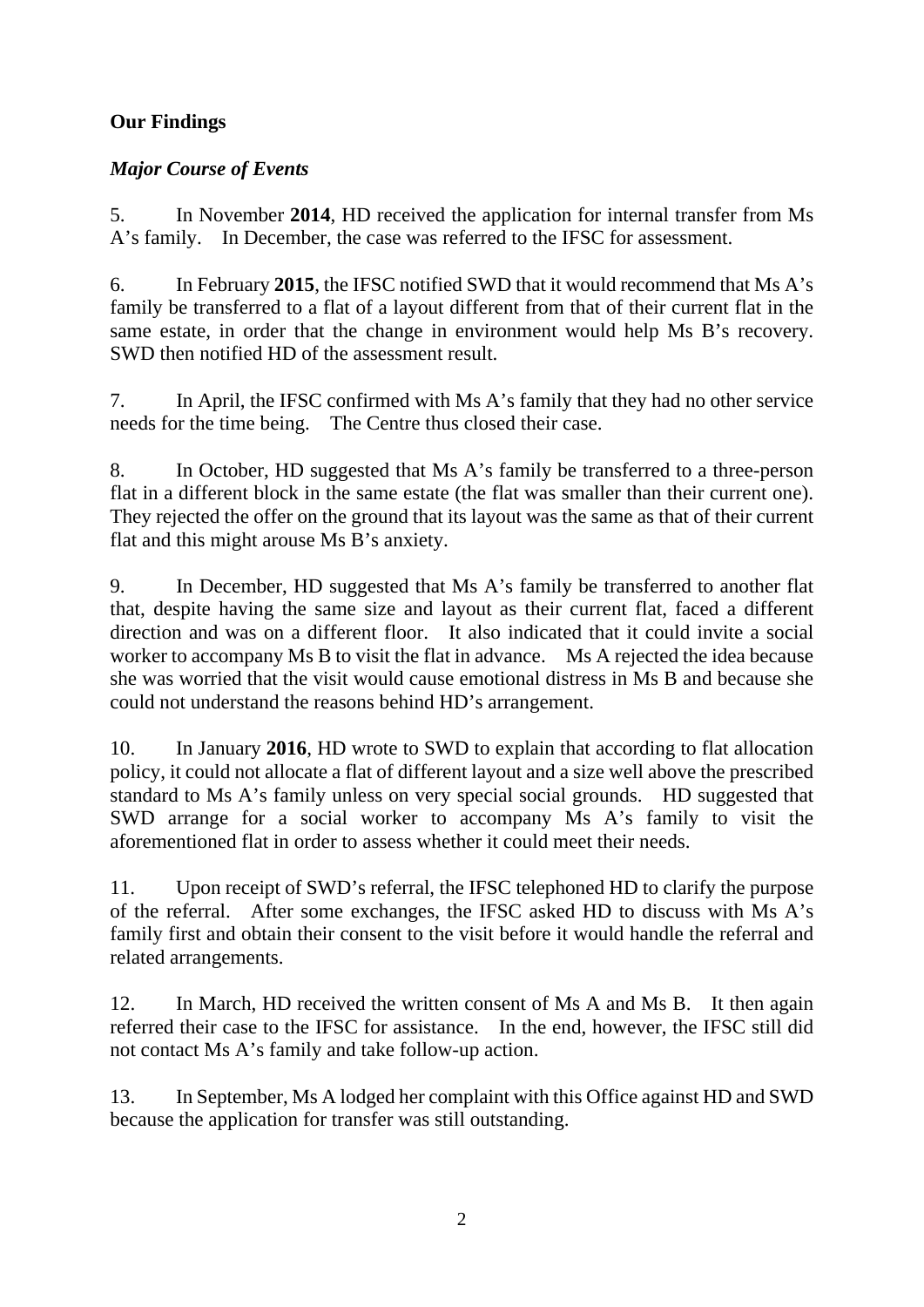## Our Findings

### *Major Course of Events*

5. In November **2014**, HD received the application for internal transfer from Ms A's family. In December, the case was referred to the IFSC for assessment.

6. In February **2015**, the IFSC notified SWD that it would recommend that Ms A's family be transferred to a flat of a layout different from that of their current flat in the same estate, in order that the change in environment would help Ms B's recovery. SWD then notified HD of the assessment result.

7. In April, the IFSC confirmed with Ms A's family that they had no other service needs for the time being. The Centre thus closed their case.

8. In October, HD suggested that Ms A's family be transferred to a three-person flat in a different block in the same estate (the flat was smaller than their current one). They rejected the offer on the ground that its layout was the same as that of their current flat and this might arouse Ms B's anxiety.

9. In December, HD suggested that Ms A's family be transferred to another flat that, despite having the same size and layout as their current flat, faced a different direction and was on a different floor. It also indicated that it could invite a social worker to accompany Ms B to visit the flat in advance. Ms A rejected the idea because she was worried that the visit would cause emotional distress in Ms B and because she could not understand the reasons behind HD's arrangement.

10. In January **2016**, HD wrote to SWD to explain that according to flat allocation policy, it could not allocate a flat of different layout and a size well above the prescribed standard to Ms A's family unless on very special social grounds. HD suggested that SWD arrange for a social worker to accompany Ms A's family to visit the aforementioned flat in order to assess whether it could meet their needs.

11. Upon receipt of SWD's referral, the IFSC telephoned HD to clarify the purpose of the referral. After some exchanges, the IFSC asked HD to discuss with Ms A's family first and obtain their consent to the visit before it would handle the referral and related arrangements.

12. In March, HD received the written consent of Ms A and Ms B. It then again referred their case to the IFSC for assistance. In the end, however, the IFSC still did not contact Ms A's family and take follow-up action.

13. In September, Ms A lodged her complaint with this Office against HD and SWD because the application for transfer was still outstanding.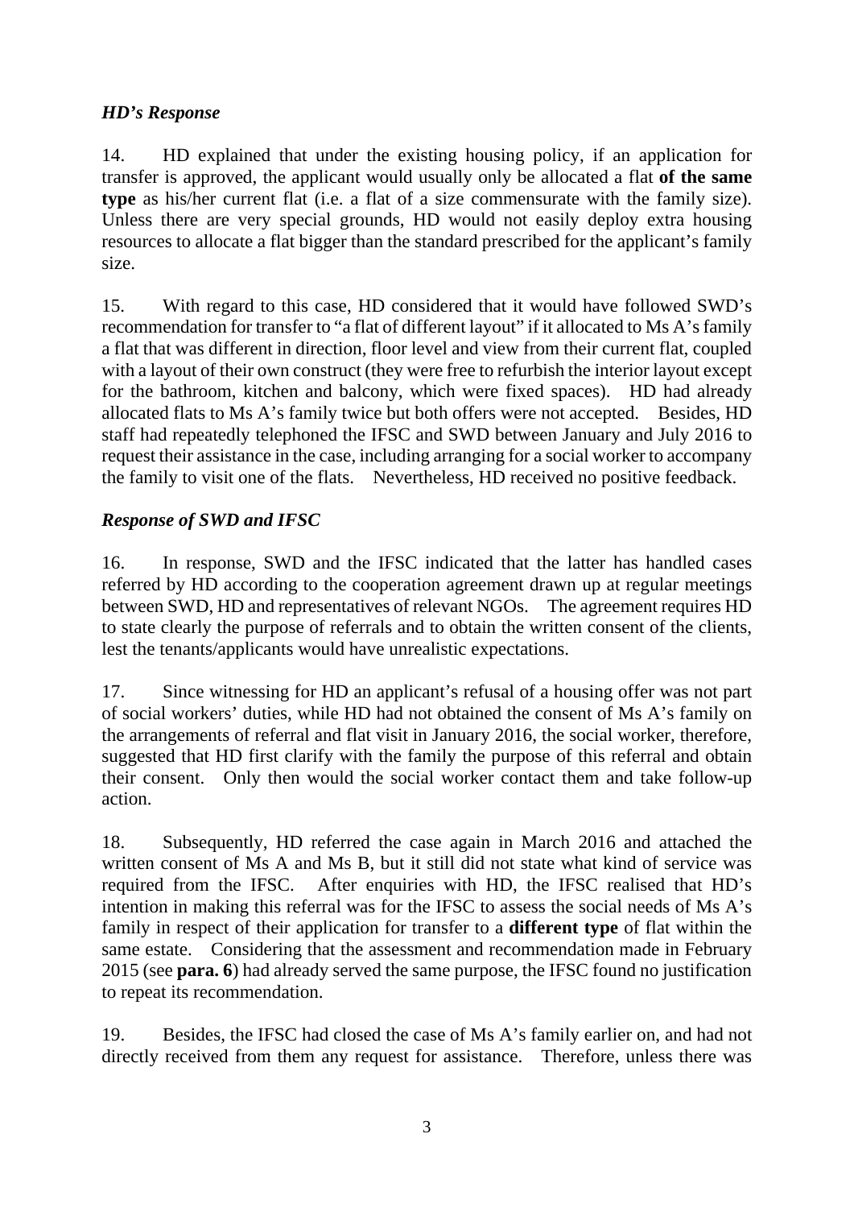### *HD's Response*

14. HD explained that under the existing housing policy, if an application for transfer is approved, the applicant would usually only be allocated a flat **of the same type** as his/her current flat (i.e. a flat of a size commensurate with the family size). Unless there are very special grounds, HD would not easily deploy extra housing resources to allocate a flat bigger than the standard prescribed for the applicant's family size.

15. With regard to this case, HD considered that it would have followed SWD's recommendation for transfer to "a flat of different layout" if it allocated to Ms A's family a flat that was different in direction, floor level and view from their current flat, coupled with a layout of their own construct (they were free to refurbish the interior layout except for the bathroom, kitchen and balcony, which were fixed spaces). HD had already allocated flats to Ms A's family twice but both offers were not accepted. Besides, HD staff had repeatedly telephoned the IFSC and SWD between January and July 2016 to request their assistance in the case, including arranging for a social worker to accompany the family to visit one of the flats. Nevertheless, HD received no positive feedback.

### *Response of SWD and IFSC*

16. In response, SWD and the IFSC indicated that the latter has handled cases referred by HD according to the cooperation agreement drawn up at regular meetings between SWD, HD and representatives of relevant NGOs. The agreement requires HD to state clearly the purpose of referrals and to obtain the written consent of the clients, lest the tenants/applicants would have unrealistic expectations.

17. Since witnessing for HD an applicant's refusal of a housing offer was not part of social workers' duties, while HD had not obtained the consent of Ms A's family on the arrangements of referral and flat visit in January 2016, the social worker, therefore, suggested that HD first clarify with the family the purpose of this referral and obtain their consent. Only then would the social worker contact them and take follow-up action.

18. Subsequently, HD referred the case again in March 2016 and attached the written consent of Ms A and Ms B, but it still did not state what kind of service was required from the IFSC. After enquiries with HD, the IFSC realised that HD's intention in making this referral was for the IFSC to assess the social needs of Ms A's family in respect of their application for transfer to a **different type** of flat within the same estate. Considering that the assessment and recommendation made in February 2015 (see **para. 6**) had already served the same purpose, the IFSC found no justification to repeat its recommendation.

19. Besides, the IFSC had closed the case of Ms A's family earlier on, and had not directly received from them any request for assistance. Therefore, unless there was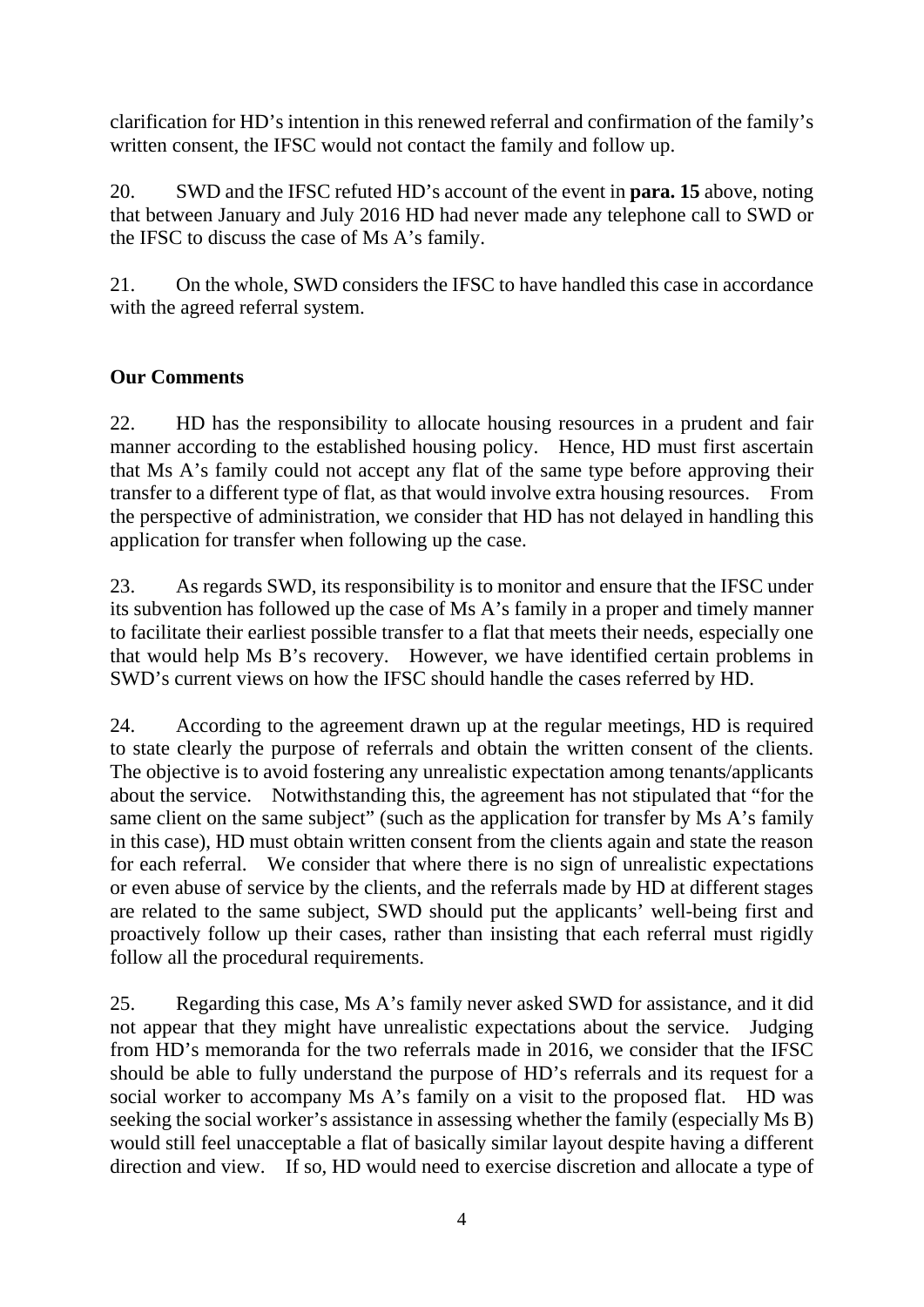clarification for HD's intention in this renewed referral and confirmation of the family's written consent, the IFSC would not contact the family and follow up.

20. SWD and the IFSC refuted HD's account of the event in **para. 15** above, noting that between January and July 2016 HD had never made any telephone call to SWD or the IFSC to discuss the case of Ms A's family.

21. On the whole, SWD considers the IFSC to have handled this case in accordance with the agreed referral system.

## Our Comments

22. HD has the responsibility to allocate housing resources in a prudent and fair manner according to the established housing policy. Hence, HD must first ascertain that Ms A's family could not accept any flat of the same type before approving their transfer to a different type of flat, as that would involve extra housing resources. From the perspective of administration, we consider that HD has not delayed in handling this application for transfer when following up the case.

23. As regards SWD, its responsibility is to monitor and ensure that the IFSC under its subvention has followed up the case of Ms A's family in a proper and timely manner to facilitate their earliest possible transfer to a flat that meets their needs, especially one that would help Ms B's recovery. However, we have identified certain problems in SWD's current views on how the IFSC should handle the cases referred by HD.

24. According to the agreement drawn up at the regular meetings, HD is required to state clearly the purpose of referrals and obtain the written consent of the clients. The objective is to avoid fostering any unrealistic expectation among tenants/applicants about the service. Notwithstanding this, the agreement has not stipulated that "for the same client on the same subject" (such as the application for transfer by Ms A's family in this case), HD must obtain written consent from the clients again and state the reason for each referral. We consider that where there is no sign of unrealistic expectations or even abuse of service by the clients, and the referrals made by HD at different stages are related to the same subject, SWD should put the applicants' well-being first and proactively follow up their cases, rather than insisting that each referral must rigidly follow all the procedural requirements.

25. Regarding this case, Ms A's family never asked SWD for assistance, and it did not appear that they might have unrealistic expectations about the service. Judging from HD's memoranda for the two referrals made in 2016, we consider that the IFSC should be able to fully understand the purpose of HD's referrals and its request for a social worker to accompany Ms A's family on a visit to the proposed flat. HD was seeking the social worker's assistance in assessing whether the family (especially Ms B) would still feel unacceptable a flat of basically similar layout despite having a different direction and view. If so, HD would need to exercise discretion and allocate a type of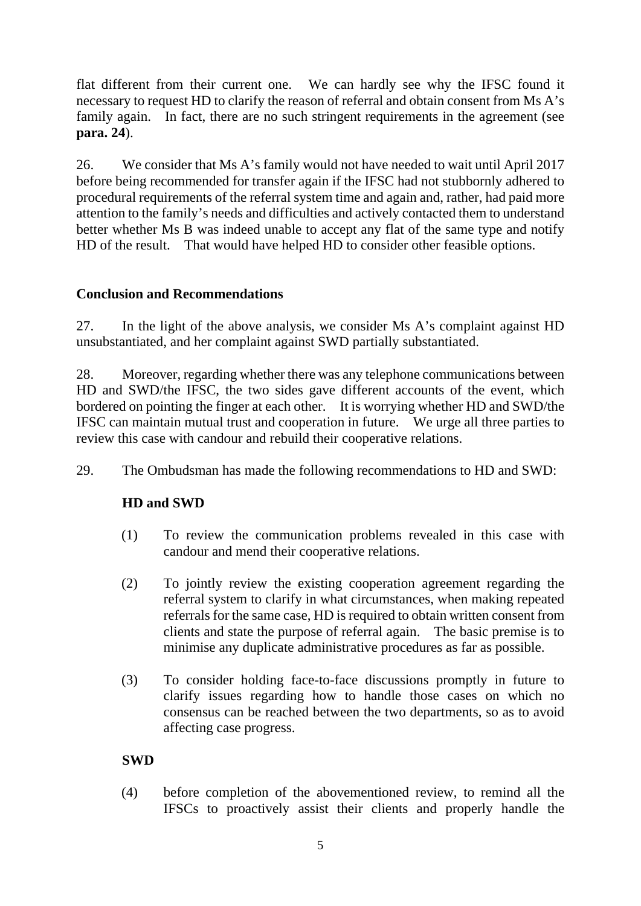flat different from their current one. We can hardly see why the IFSC found it necessary to request HD to clarify the reason of referral and obtain consent from Ms A's family again. In fact, there are no such stringent requirements in the agreement (see **para. 24**).

26. We consider that Ms A's family would not have needed to wait until April 2017 before being recommended for transfer again if the IFSC had not stubbornly adhered to procedural requirements of the referral system time and again and, rather, had paid more attention to the family's needs and difficulties and actively contacted them to understand better whether Ms B was indeed unable to accept any flat of the same type and notify HD of the result. That would have helped HD to consider other feasible options.

## Conclusion and Recommendations

27. In the light of the above analysis, we consider Ms A's complaint against HD unsubstantiated, and her complaint against SWD partially substantiated.

28. Moreover, regarding whether there was any telephone communications between HD and SWD/the IFSC, the two sides gave different accounts of the event, which bordered on pointing the finger at each other. It is worrying whether HD and SWD/the IFSC can maintain mutual trust and cooperation in future. We urge all three parties to review this case with candour and rebuild their cooperative relations.

29. The Ombudsman has made the following recommendations to HD and SWD:

**HD and SWD**

(1) To review the communication problems revealed in this case with candour and mend their cooperative relations.

(2) To jointly review the existing cooperation agreement regarding the referral system to clarify in what circumstances, when making repeated referrals for the same case, HD is required to obtain written consent from clients and state the purpose of referral again. The basic premise is to minimise any duplicate administrative procedures as far as possible.

(3) To consider holding face-to-face discussions promptly in future to clarify issues regarding how to handle those cases on which no consensus can be reached between the two departments, so as to avoid affecting case progress.

**SWD**

(4) before completion of the abovementioned review, to remind all the IFSCs to proactively assist their clients and properly handle the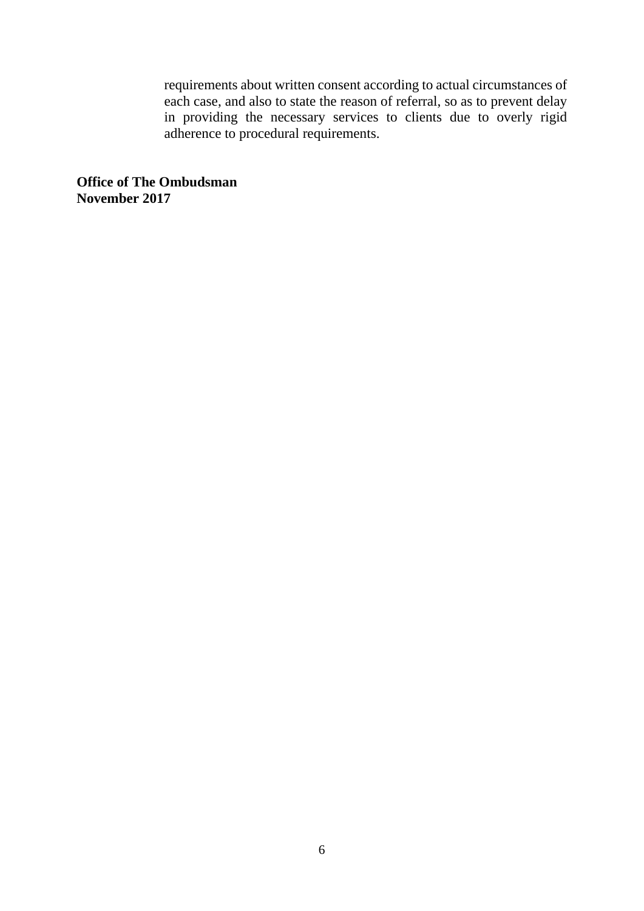requirements about written consent according to actual circumstances of each case, and also to state the reason of referral, so as to prevent delay in providing the necessary services to clients due to overly rigid adherence to procedural requirements.

**Office of The Ombudsman**
**November 2017**